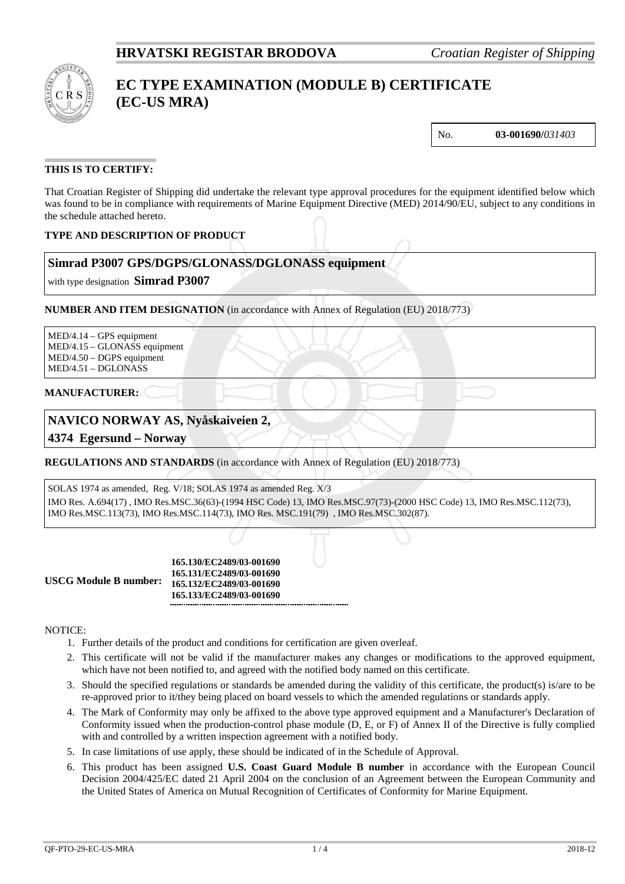**HRVATSKI REGISTAR BRODOVA** *Croatian Register of Shipping*

# EC TYPE EXAMINATION (MODULE B) CERTIFICATE (EC-US MRA)

| No. | **03-001690**/*031403* |
|---|---|

**THIS IS TO CERTIFY:**

That Croatian Register of Shipping did undertake the relevant type approval procedures for the equipment identified below which was found to be in compliance with requirements of Marine Equipment Directive (MED) 2014/90/EU, subject to any conditions in the schedule attached hereto.

**TYPE AND DESCRIPTION OF PRODUCT**

**Simrad P3007 GPS/DGPS/GLONASS/DGLONASS equipment**

with type designation **Simrad P3007**

**NUMBER AND ITEM DESIGNATION** (in accordance with Annex of Regulation (EU) 2018/773)

MED/4.14 – GPS equipment
MED/4.15 – GLONASS equipment
MED/4.50 – DGPS equipment
MED/4.51 – DGLONASS

**MANUFACTURER:**

**NAVICO NORWAY AS, Nyåskaiveien 2,**
**4374 Egersund – Norway**

**REGULATIONS AND STANDARDS** (in accordance with Annex of Regulation (EU) 2018/773)

SOLAS 1974 as amended, Reg. V/18; SOLAS 1974 as amended Reg. X/3
IMO Res. A.694(17) , IMO Res.MSC.36(63)-(1994 HSC Code) 13, IMO Res.MSC.97(73)-(2000 HSC Code) 13, IMO Res.MSC.112(73), IMO Res.MSC.113(73), IMO Res.MSC.114(73), IMO Res. MSC.191(79) , IMO Res.MSC.302(87).

**USCG Module B number:** **165.130/EC2489/03-001690**
**165.131/EC2489/03-001690**
**165.132/EC2489/03-001690**
**165.133/EC2489/03-001690**

NOTICE:

1. Further details of the product and conditions for certification are given overleaf.
2. This certificate will not be valid if the manufacturer makes any changes or modifications to the approved equipment, which have not been notified to, and agreed with the notified body named on this certificate.
3. Should the specified regulations or standards be amended during the validity of this certificate, the product(s) is/are to be re-approved prior to it/they being placed on board vessels to which the amended regulations or standards apply.
4. The Mark of Conformity may only be affixed to the above type approved equipment and a Manufacturer's Declaration of Conformity issued when the production-control phase module (D, E, or F) of Annex II of the Directive is fully complied with and controlled by a written inspection agreement with a notified body.
5. In case limitations of use apply, these should be indicated of in the Schedule of Approval.
6. This product has been assigned **U.S. Coast Guard Module B number** in accordance with the European Council Decision 2004/425/EC dated 21 April 2004 on the conclusion of an Agreement between the European Community and the United States of America on Mutual Recognition of Certificates of Conformity for Marine Equipment.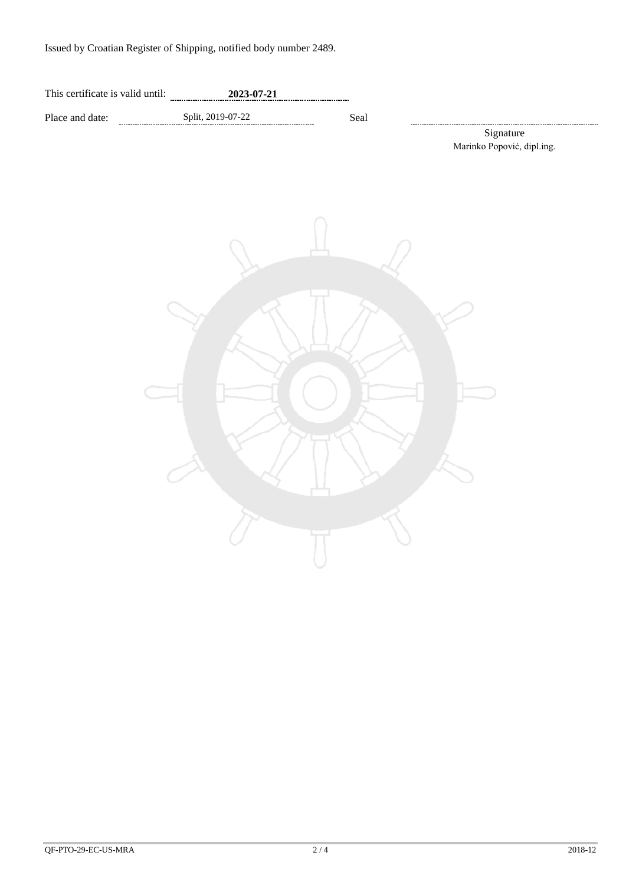Issued by Croatian Register of Shipping, notified body number 2489.

This certificate is valid until: **2023-07-21**

Place and date: Split, 2019-07-22

Seal

Signature
Marinko Popović, dipl.ing.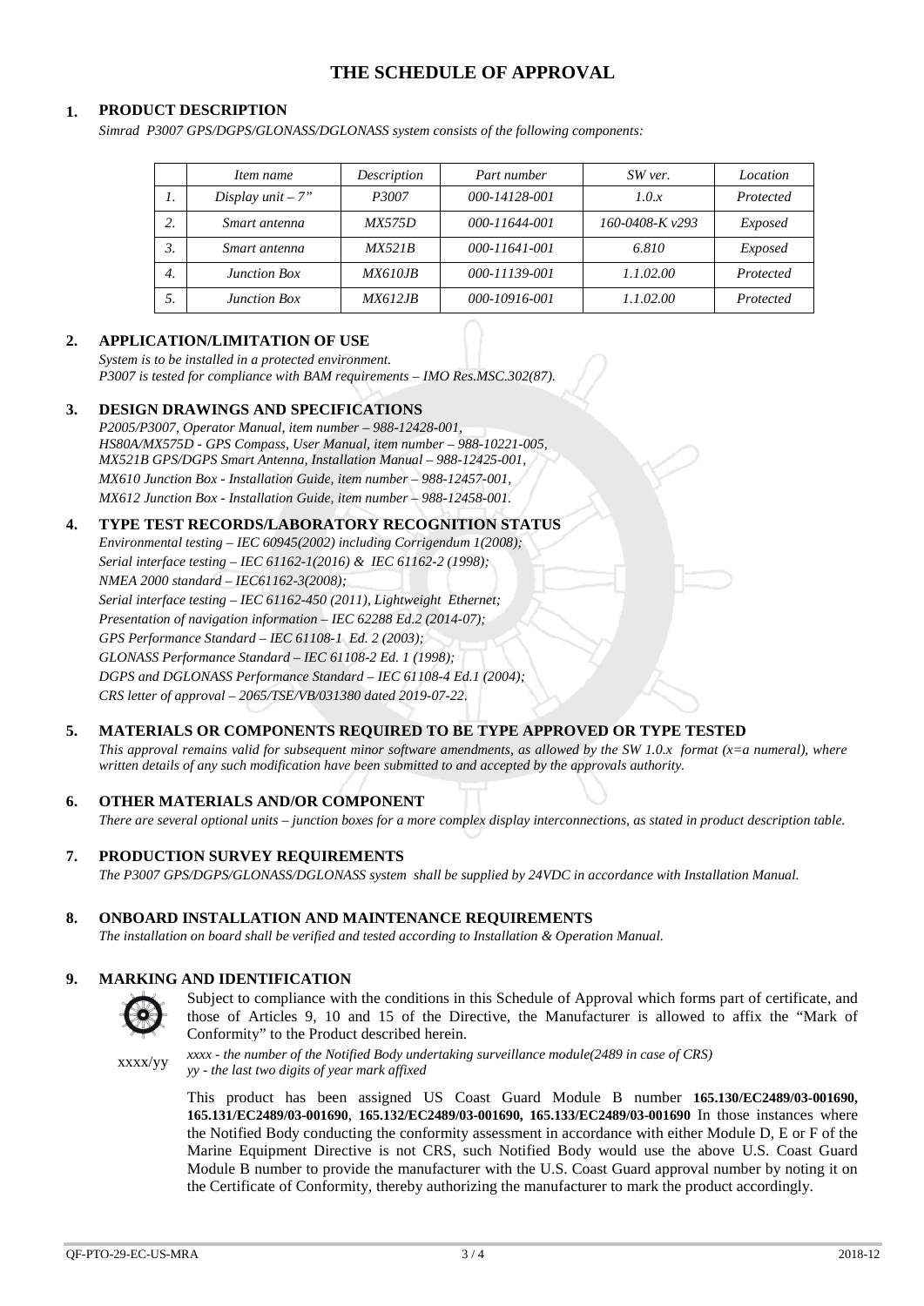# THE SCHEDULE OF APPROVAL

## 1. PRODUCT DESCRIPTION

*Simrad P3007 GPS/DGPS/GLONASS/DGLONASS system consists of the following components:*

| | *Item name* | *Description* | *Part number* | *SW ver.* | *Location* |
|---|---|---|---|---|---|
| *1.* | *Display unit – 7"* | *P3007* | *000-14128-001* | *1.0.x* | *Protected* |
| *2.* | *Smart antenna* | *MX575D* | *000-11644-001* | *160-0408-K v293* | *Exposed* |
| *3.* | *Smart antenna* | *MX521B* | *000-11641-001* | *6.810* | *Exposed* |
| *4.* | *Junction Box* | *MX610JB* | *000-11139-001* | *1.1.02.00* | *Protected* |
| *5.* | *Junction Box* | *MX612JB* | *000-10916-001* | *1.1.02.00* | *Protected* |

## 2. APPLICATION/LIMITATION OF USE

*System is to be installed in a protected environment.*
*P3007 is tested for compliance with BAM requirements – IMO Res.MSC.302(87).*

## 3. DESIGN DRAWINGS AND SPECIFICATIONS

*P2005/P3007, Operator Manual, item number – 988-12428-001,*
*HS80A/MX575D - GPS Compass, User Manual, item number – 988-10221-005,*
*MX521B GPS/DGPS Smart Antenna, Installation Manual – 988-12425-001,*
*MX610 Junction Box - Installation Guide, item number – 988-12457-001,*
*MX612 Junction Box - Installation Guide, item number – 988-12458-001.*

## 4. TYPE TEST RECORDS/LABORATORY RECOGNITION STATUS

*Environmental testing – IEC 60945(2002) including Corrigendum 1(2008);*
*Serial interface testing – IEC 61162-1(2016) & IEC 61162-2 (1998);*
*NMEA 2000 standard – IEC61162-3(2008);*
*Serial interface testing – IEC 61162-450 (2011), Lightweight Ethernet;*
*Presentation of navigation information – IEC 62288 Ed.2 (2014-07);*
*GPS Performance Standard – IEC 61108-1 Ed. 2 (2003);*
*GLONASS Performance Standard – IEC 61108-2 Ed. 1 (1998);*
*DGPS and DGLONASS Performance Standard – IEC 61108-4 Ed.1 (2004);*
*CRS letter of approval – 2065/TSE/VB/031380 dated 2019-07-22.*

## 5. MATERIALS OR COMPONENTS REQUIRED TO BE TYPE APPROVED OR TYPE TESTED

*This approval remains valid for subsequent minor software amendments, as allowed by the SW 1.0.x format (x=a numeral), where written details of any such modification have been submitted to and accepted by the approvals authority.*

## 6. OTHER MATERIALS AND/OR COMPONENT

*There are several optional units – junction boxes for a more complex display interconnections, as stated in product description table.*

## 7. PRODUCTION SURVEY REQUIREMENTS

*The P3007 GPS/DGPS/GLONASS/DGLONASS system shall be supplied by 24VDC in accordance with Installation Manual.*

## 8. ONBOARD INSTALLATION AND MAINTENANCE REQUIREMENTS

*The installation on board shall be verified and tested according to Installation & Operation Manual.*

## 9. MARKING AND IDENTIFICATION

Subject to compliance with the conditions in this Schedule of Approval which forms part of certificate, and those of Articles 9, 10 and 15 of the Directive, the Manufacturer is allowed to affix the "Mark of Conformity" to the Product described herein.

xxxx/yy

*xxxx - the number of the Notified Body undertaking surveillance module(2489 in case of CRS)*
*yy - the last two digits of year mark affixed*

This product has been assigned US Coast Guard Module B number **165.130/EC2489/03-001690, 165.131/EC2489/03-001690**, **165.132/EC2489/03-001690, 165.133/EC2489/03-001690** In those instances where the Notified Body conducting the conformity assessment in accordance with either Module D, E or F of the Marine Equipment Directive is not CRS, such Notified Body would use the above U.S. Coast Guard Module B number to provide the manufacturer with the U.S. Coast Guard approval number by noting it on the Certificate of Conformity, thereby authorizing the manufacturer to mark the product accordingly.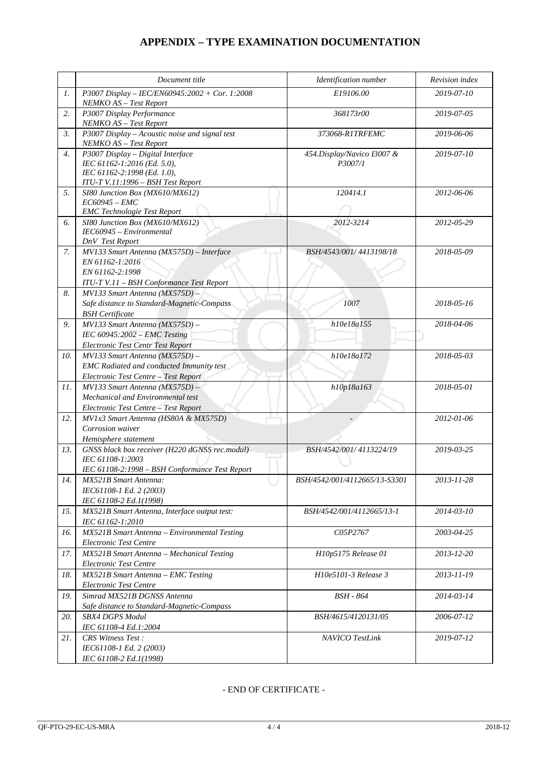# APPENDIX – TYPE EXAMINATION DOCUMENTATION

| | Document title | Identification number | Revision index |
|---|---|---|---|
| 1. | P3007 Display – IEC/EN60945:2002 + Cor. 1:2008<br>NEMKO AS – Test Report | E19106.00 | 2019-07-10 |
| 2. | P3007 Display Performance<br>NEMKO AS – Test Report | 368173r00 | 2019-07-05 |
| 3. | P3007 Display – Acoustic noise and signal test<br>NEMKO AS – Test Report | 373068-R1TRFEMC | 2019-06-06 |
| 4. | P3007 Display – Digital Interface<br>IEC 61162-1:2016 (Ed. 5.0),<br>IEC 61162-2:1998 (Ed. 1.0),<br>ITU-T V.11:1996 – BSH Test Report | 454.Display/Navico I3007 & P3007/1 | 2019-07-10 |
| 5. | SI80 Junction Box (MX610/MX612)<br>EC60945 – EMC<br>EMC Technologie Test Report | 120414.1 | 2012-06-06 |
| 6. | SI80 Junction Box (MX610/MX612)<br>IEC60945 – Environmental<br>DnV Test Report | 2012-3214 | 2012-05-29 |
| 7. | MV133 Smart Antenna (MX575D) – Interface<br>EN 61162-1:2016<br>EN 61162-2:1998<br>ITU-T V.11 – BSH Conformance Test Report | BSH/4543/001/ 4413198/18 | 2018-05-09 |
| 8. | MV133 Smart Antenna (MX575D) –<br>Safe distance to Standard-Magnetic-Compass<br>BSH Certificate | 1007 | 2018-05-16 |
| 9. | MV133 Smart Antenna (MX575D) –<br>IEC 60945:2002 – EMC Testing<br>Electronic Test Centr Test Report | h10e18a155 | 2018-04-06 |
| 10. | MV133 Smart Antenna (MX575D) –<br>EMC Radiated and conducted Immunity test<br>Electronic Test Centre – Test Report | h10e18a172 | 2018-05-03 |
| 11. | MV133 Smart Antenna (MX575D) –<br>Mechanical and Environmental test<br>Electronic Test Centre – Test Report | h10p18a163 | 2018-05-01 |
| 12. | MV1x3 Smart Antenna (HS80A & MX575D)<br>Corrosion waiver<br>Hemisphere statement | - | 2012-01-06 |
| 13. | GNSS black box receiver (H220 dGNSS rec.modul)<br>IEC 61108-1:2003<br>IEC 61108-2:1998 – BSH Conformance Test Report | BSH/4542/001/ 4113224/19 | 2019-03-25 |
| 14. | MX521B Smart Antenna:<br>IEC61108-1 Ed. 2 (2003)<br>IEC 61108-2 Ed.1(1998) | BSH/4542/001/4112665/13-S3301 | 2013-11-28 |
| 15. | MX521B Smart Antenna, Interface output test:<br>IEC 61162-1:2010 | BSH/4542/001/4112665/13-1 | 2014-03-10 |
| 16. | MX521B Smart Antenna – Environmental Testing<br>Electronic Test Centre | C05P2767 | 2003-04-25 |
| 17. | MX521B Smart Antenna – Mechanical Testing<br>Electronic Test Centre | H10p5175 Release 01 | 2013-12-20 |
| 18. | MX521B Smart Antenna – EMC Testing<br>Electronic Test Centre | H10e5101-3 Release 3 | 2013-11-19 |
| 19. | Simrad MX521B DGNSS Antenna<br>Safe distance to Standard-Magnetic-Compass | BSH - 864 | 2014-03-14 |
| 20. | SBX4 DGPS Modul<br>IEC 61108-4 Ed.1:2004 | BSH/4615/4120131/05 | 2006-07-12 |
| 21. | CRS Witness Test :<br>IEC61108-1 Ed. 2 (2003)<br>IEC 61108-2 Ed.1(1998) | NAVICO TestLink | 2019-07-12 |

- END OF CERTIFICATE -

QF-PTO-29-EC-US-MRA 2018-12